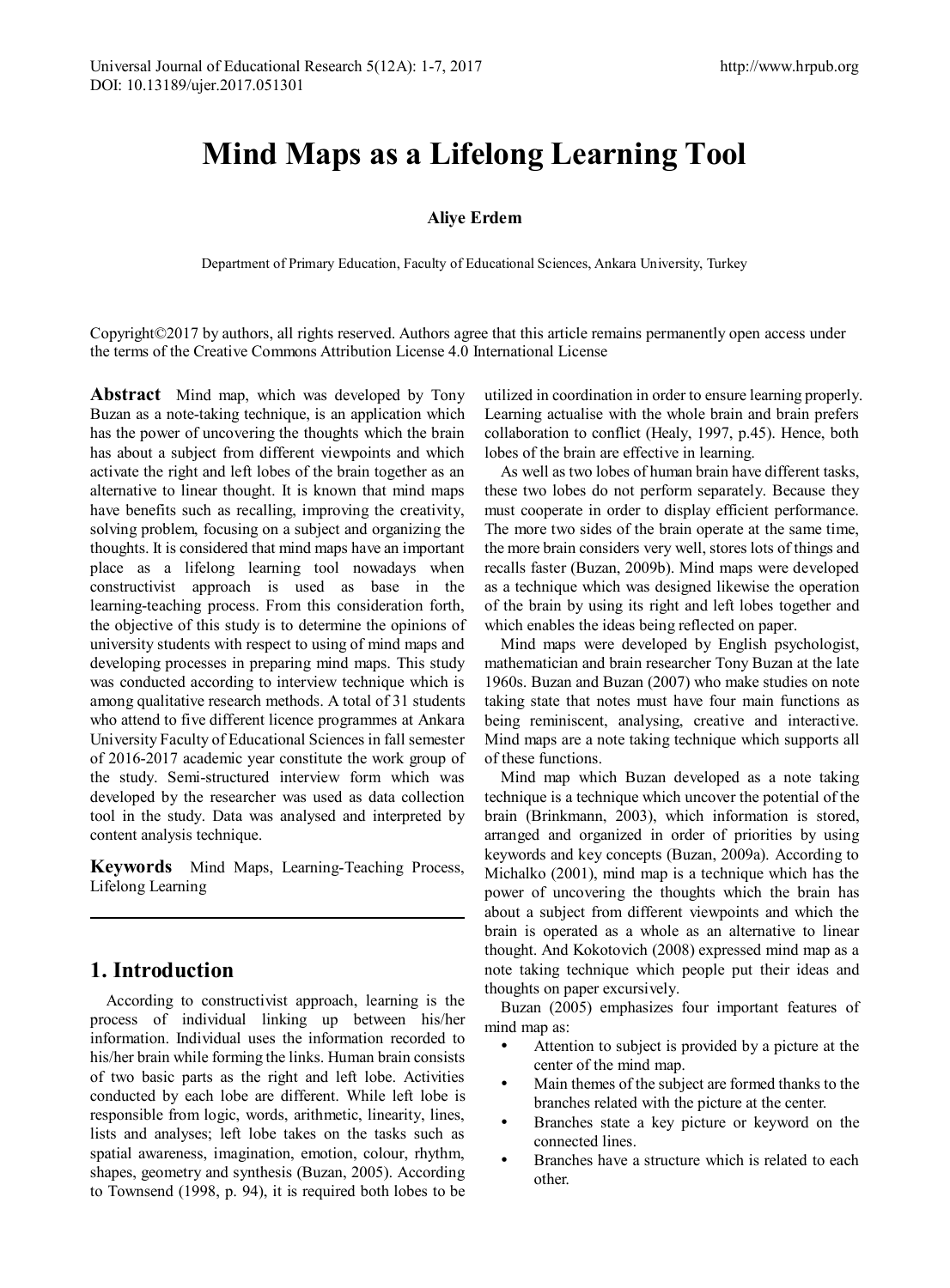# Mind Maps as a Lifelong Learning Tool

**Aliye Erdem**

Department of Primary Education, Faculty of Educational Sciences, Ankara University, Turkey

Copyright©2017 by authors, all rights reserved. Authors agree that this article remains permanently open access under the terms of the Creative Commons Attribution License 4.0 International License

**Abstract** Mind map, which was developed by Tony Buzan as a note-taking technique, is an application which has the power of uncovering the thoughts which the brain has about a subject from different viewpoints and which activate the right and left lobes of the brain together as an alternative to linear thought. It is known that mind maps have benefits such as recalling, improving the creativity, solving problem, focusing on a subject and organizing the thoughts. It is considered that mind maps have an important place as a lifelong learning tool nowadays when constructivist approach is used as base in the learning-teaching process. From this consideration forth, the objective of this study is to determine the opinions of university students with respect to using of mind maps and developing processes in preparing mind maps. This study was conducted according to interview technique which is among qualitative research methods. A total of 31 students who attend to five different licence programmes at Ankara University Faculty of Educational Sciences in fall semester of 2016-2017 academic year constitute the work group of the study. Semi-structured interview form which was developed by the researcher was used as data collection tool in the study. Data was analysed and interpreted by content analysis technique.

**Keywords** Mind Maps, Learning-Teaching Process, Lifelong Learning

## 1. Introduction

According to constructivist approach, learning is the process of individual linking up between his/her information. Individual uses the information recorded to his/her brain while forming the links. Human brain consists of two basic parts as the right and left lobe. Activities conducted by each lobe are different. While left lobe is responsible from logic, words, arithmetic, linearity, lines, lists and analyses; left lobe takes on the tasks such as spatial awareness, imagination, emotion, colour, rhythm, shapes, geometry and synthesis (Buzan, 2005). According to Townsend (1998, p. 94), it is required both lobes to be utilized in coordination in order to ensure learning properly. Learning actualise with the whole brain and brain prefers collaboration to conflict (Healy, 1997, p.45). Hence, both lobes of the brain are effective in learning.

As well as two lobes of human brain have different tasks, these two lobes do not perform separately. Because they must cooperate in order to display efficient performance. The more two sides of the brain operate at the same time, the more brain considers very well, stores lots of things and recalls faster (Buzan, 2009b). Mind maps were developed as a technique which was designed likewise the operation of the brain by using its right and left lobes together and which enables the ideas being reflected on paper.

Mind maps were developed by English psychologist, mathematician and brain researcher Tony Buzan at the late 1960s. Buzan and Buzan (2007) who make studies on note taking state that notes must have four main functions as being reminiscent, analysing, creative and interactive. Mind maps are a note taking technique which supports all of these functions.

Mind map which Buzan developed as a note taking technique is a technique which uncover the potential of the brain (Brinkmann, 2003), which information is stored, arranged and organized in order of priorities by using keywords and key concepts (Buzan, 2009a). According to Michalko (2001), mind map is a technique which has the power of uncovering the thoughts which the brain has about a subject from different viewpoints and which the brain is operated as a whole as an alternative to linear thought. And Kokotovich (2008) expressed mind map as a note taking technique which people put their ideas and thoughts on paper excursively.

Buzan (2005) emphasizes four important features of mind map as:

- Attention to subject is provided by a picture at the center of the mind map.
- Main themes of the subject are formed thanks to the branches related with the picture at the center.
- Branches state a key picture or keyword on the connected lines.
- Branches have a structure which is related to each other.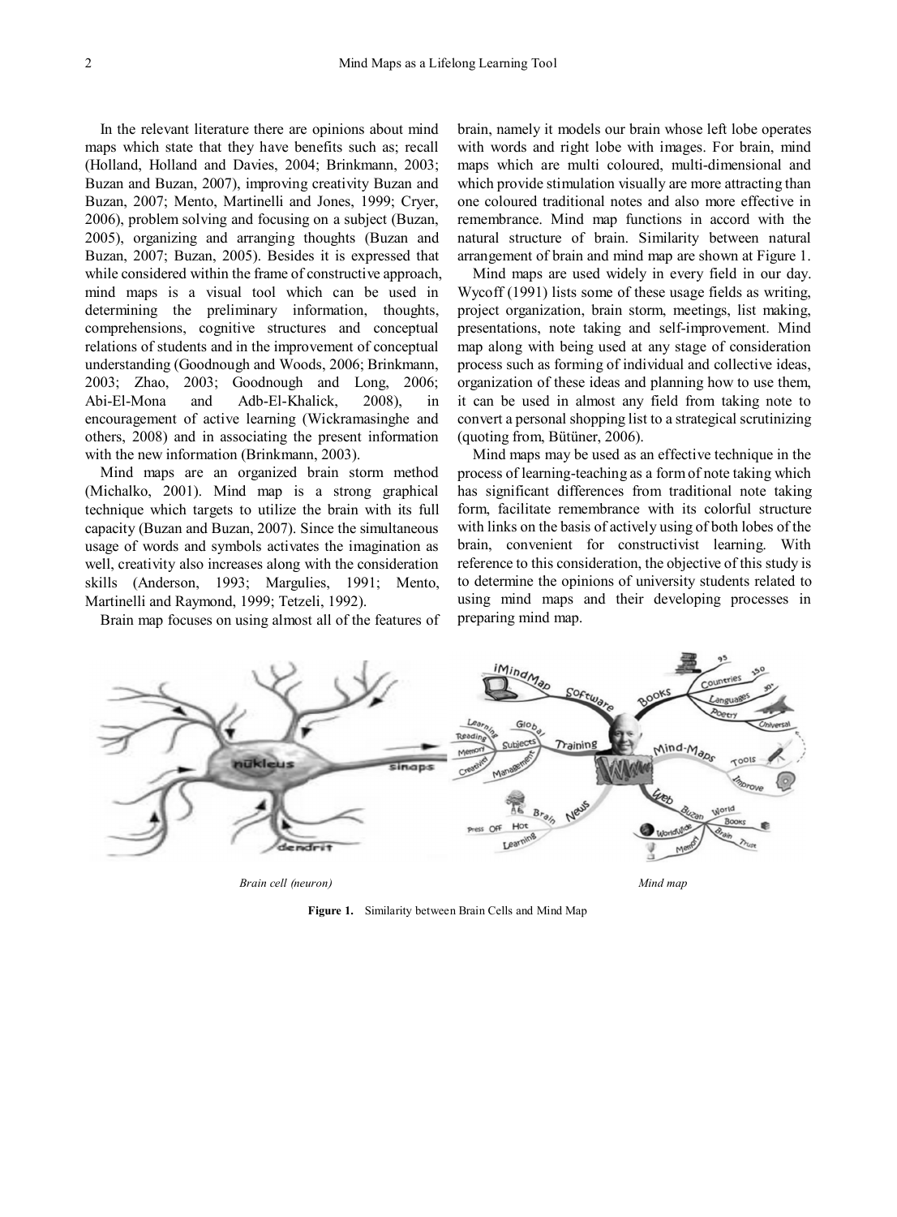In the relevant literature there are opinions about mind maps which state that they have benefits such as; recall (Holland, Holland and Davies, 2004; Brinkmann, 2003; Buzan and Buzan, 2007), improving creativity Buzan and Buzan, 2007; Mento, Martinelli and Jones, 1999; Cryer, 2006), problem solving and focusing on a subject (Buzan, 2005), organizing and arranging thoughts (Buzan and Buzan, 2007; Buzan, 2005). Besides it is expressed that while considered within the frame of constructive approach, mind maps is a visual tool which can be used in determining the preliminary information, thoughts, comprehensions, cognitive structures and conceptual relations of students and in the improvement of conceptual understanding (Goodnough and Woods, 2006; Brinkmann, 2003; Zhao, 2003; Goodnough and Long, 2006; Abi-El-Mona and Adb-El-Khalick, 2008), in encouragement of active learning (Wickramasinghe and others, 2008) and in associating the present information with the new information (Brinkmann, 2003).

Mind maps are an organized brain storm method (Michalko, 2001). Mind map is a strong graphical technique which targets to utilize the brain with its full capacity (Buzan and Buzan, 2007). Since the simultaneous usage of words and symbols activates the imagination as well, creativity also increases along with the consideration skills (Anderson, 1993; Margulies, 1991; Mento, Martinelli and Raymond, 1999; Tetzeli, 1992).

Brain map focuses on using almost all of the features of brain, namely it models our brain whose left lobe operates with words and right lobe with images. For brain, mind maps which are multi coloured, multi-dimensional and which provide stimulation visually are more attracting than one coloured traditional notes and also more effective in remembrance. Mind map functions in accord with the natural structure of brain. Similarity between natural arrangement of brain and mind map are shown at Figure 1.

Mind maps are used widely in every field in our day. Wycoff (1991) lists some of these usage fields as writing, project organization, brain storm, meetings, list making, presentations, note taking and self-improvement. Mind map along with being used at any stage of consideration process such as forming of individual and collective ideas, organization of these ideas and planning how to use them, it can be used in almost any field from taking note to convert a personal shopping list to a strategical scrutinizing (quoting from, Bütüner, 2006).

Mind maps may be used as an effective technique in the process of learning-teaching as a form of note taking which has significant differences from traditional note taking form, facilitate remembrance with its colorful structure with links on the basis of actively using of both lobes of the brain, convenient for constructivist learning. With reference to this consideration, the objective of this study is to determine the opinions of university students related to using mind maps and their developing processes in preparing mind map.

*Brain cell (neuron)* *Mind map*

**Figure 1.** Similarity between Brain Cells and Mind Map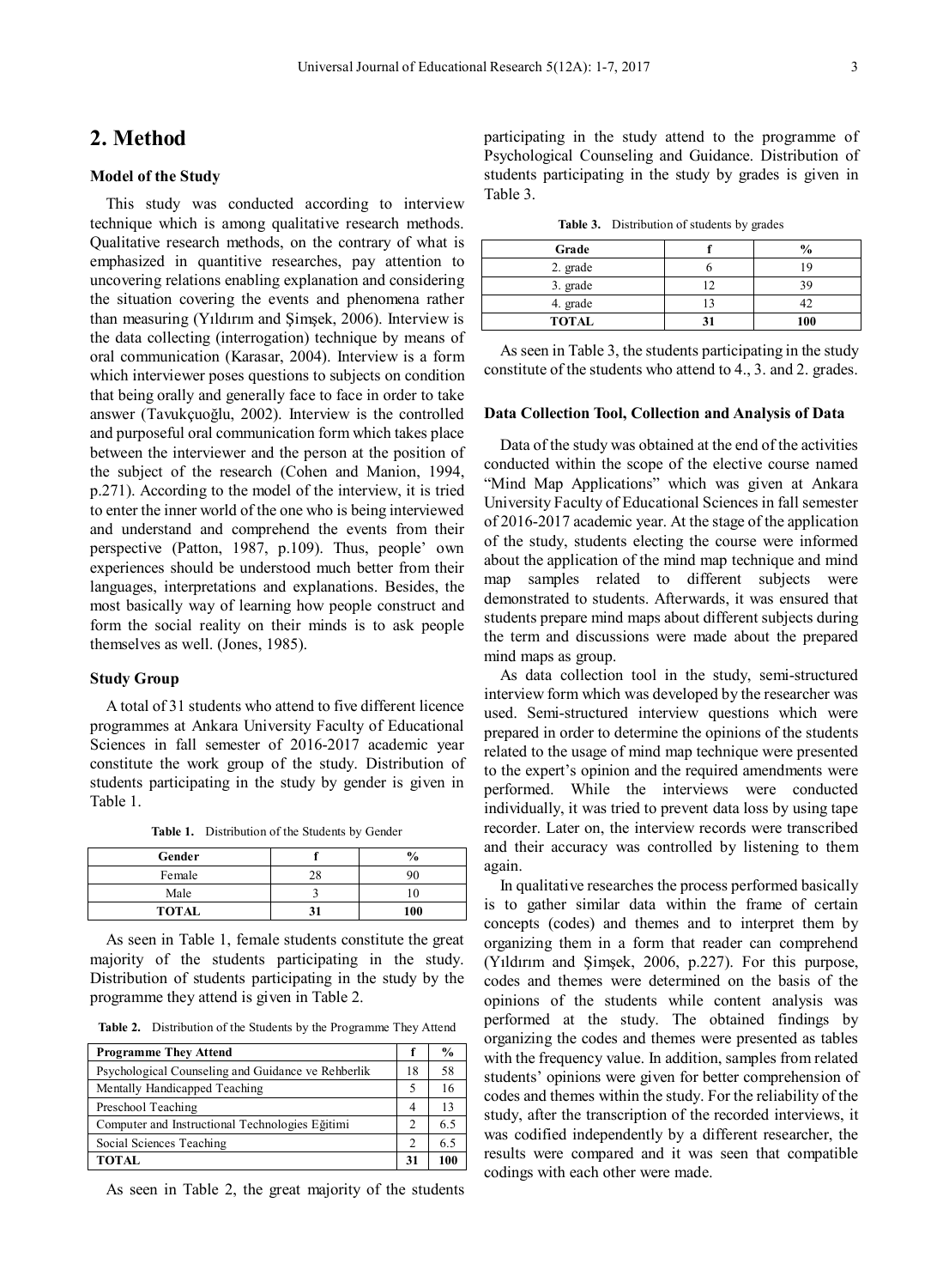## 2. Method

### Model of the Study

This study was conducted according to interview technique which is among qualitative research methods. Qualitative research methods, on the contrary of what is emphasized in quantitive researches, pay attention to uncovering relations enabling explanation and considering the situation covering the events and phenomena rather than measuring (Yıldırım and Şimşek, 2006). Interview is the data collecting (interrogation) technique by means of oral communication (Karasar, 2004). Interview is a form which interviewer poses questions to subjects on condition that being orally and generally face to face in order to take answer (Tavukçuoğlu, 2002). Interview is the controlled and purposeful oral communication form which takes place between the interviewer and the person at the position of the subject of the research (Cohen and Manion, 1994, p.271). According to the model of the interview, it is tried to enter the inner world of the one who is being interviewed and understand and comprehend the events from their perspective (Patton, 1987, p.109). Thus, people' own experiences should be understood much better from their languages, interpretations and explanations. Besides, the most basically way of learning how people construct and form the social reality on their minds is to ask people themselves as well. (Jones, 1985).

### Study Group

A total of 31 students who attend to five different licence programmes at Ankara University Faculty of Educational Sciences in fall semester of 2016-2017 academic year constitute the work group of the study. Distribution of students participating in the study by gender is given in Table 1.

**Table 1.** Distribution of the Students by Gender

| Gender | f | % |
|---|---|---|
| Female | 28 | 90 |
| Male | 3 | 10 |
| **TOTAL** | **31** | **100** |

As seen in Table 1, female students constitute the great majority of the students participating in the study. Distribution of students participating in the study by the programme they attend is given in Table 2.

**Table 2.** Distribution of the Students by the Programme They Attend

| Programme They Attend | f | % |
|---|---|---|
| Psychological Counseling and Guidance ve Rehberlik | 18 | 58 |
| Mentally Handicapped Teaching | 5 | 16 |
| Preschool Teaching | 4 | 13 |
| Computer and Instructional Technologies Eğitimi | 2 | 6.5 |
| Social Sciences Teaching | 2 | 6.5 |
| **TOTAL** | **31** | **100** |

As seen in Table 2, the great majority of the students participating in the study attend to the programme of Psychological Counseling and Guidance. Distribution of students participating in the study by grades is given in Table 3.

**Table 3.** Distribution of students by grades

| Grade | f | % |
|---|---|---|
| 2. grade | 6 | 19 |
| 3. grade | 12 | 39 |
| 4. grade | 13 | 42 |
| **TOTAL** | **31** | **100** |

As seen in Table 3, the students participating in the study constitute of the students who attend to 4., 3. and 2. grades.

### Data Collection Tool, Collection and Analysis of Data

Data of the study was obtained at the end of the activities conducted within the scope of the elective course named "Mind Map Applications" which was given at Ankara University Faculty of Educational Sciences in fall semester of 2016-2017 academic year. At the stage of the application of the study, students electing the course were informed about the application of the mind map technique and mind map samples related to different subjects were demonstrated to students. Afterwards, it was ensured that students prepare mind maps about different subjects during the term and discussions were made about the prepared mind maps as group.

As data collection tool in the study, semi-structured interview form which was developed by the researcher was used. Semi-structured interview questions which were prepared in order to determine the opinions of the students related to the usage of mind map technique were presented to the expert's opinion and the required amendments were performed. While the interviews were conducted individually, it was tried to prevent data loss by using tape recorder. Later on, the interview records were transcribed and their accuracy was controlled by listening to them again.

In qualitative researches the process performed basically is to gather similar data within the frame of certain concepts (codes) and themes and to interpret them by organizing them in a form that reader can comprehend (Yıldırım and Şimşek, 2006, p.227). For this purpose, codes and themes were determined on the basis of the opinions of the students while content analysis was performed at the study. The obtained findings by organizing the codes and themes were presented as tables with the frequency value. In addition, samples from related students' opinions were given for better comprehension of codes and themes within the study. For the reliability of the study, after the transcription of the recorded interviews, it was codified independently by a different researcher, the results were compared and it was seen that compatible codings with each other were made.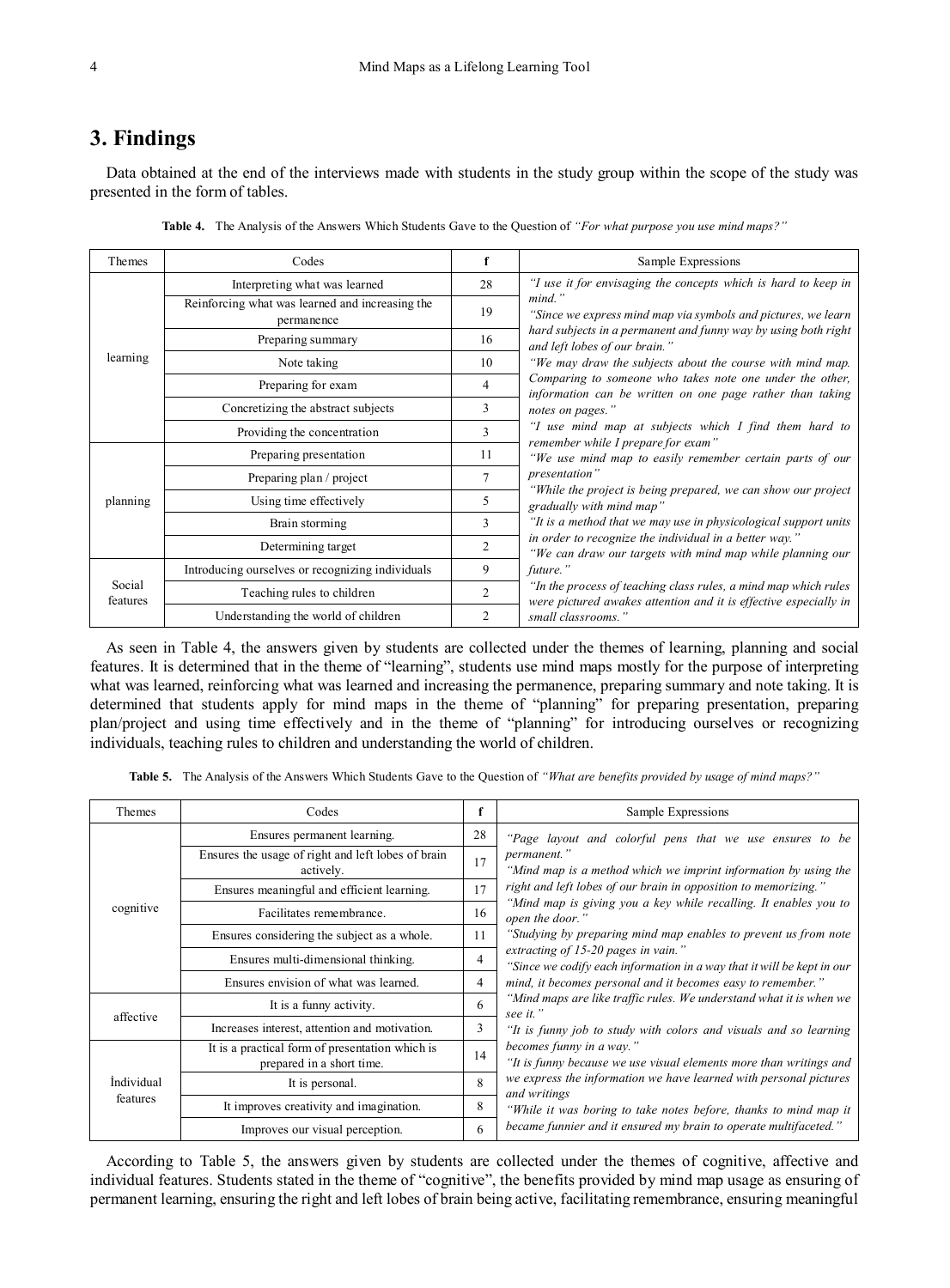## 3. Findings

Data obtained at the end of the interviews made with students in the study group within the scope of the study was presented in the form of tables.

**Table 4.** The Analysis of the Answers Which Students Gave to the Question of *"For what purpose you use mind maps?"*

| Themes | Codes | f | Sample Expressions |
|---|---|---|---|
| learning | Interpreting what was learned | 28 | *"I use it for envisaging the concepts which is hard to keep in mind." "Since we express mind map via symbols and pictures, we learn hard subjects in a permanent and funny way by using both right and left lobes of our brain." "We may draw the subjects about the course with mind map. Comparing to someone who takes note one under the other, information can be written on one page rather than taking notes on pages." "I use mind map at subjects which I find them hard to remember while I prepare for exam" "We use mind map to easily remember certain parts of our presentation" "While the project is being prepared, we can show our project gradually with mind map" "It is a method that we may use in physicological support units in order to recognize the individual in a better way." "We can draw our targets with mind map while planning our future." "In the process of teaching class rules, a mind map which rules were pictured awakes attention and it is effective especially in small classrooms."* |
| | Reinforcing what was learned and increasing the permanence | 19 | |
| | Preparing summary | 16 | |
| | Note taking | 10 | |
| | Preparing for exam | 4 | |
| | Concretizing the abstract subjects | 3 | |
| | Providing the concentration | 3 | |
| planning | Preparing presentation | 11 | |
| | Preparing plan / project | 7 | |
| | Using time effectively | 5 | |
| | Brain storming | 3 | |
| | Determining target | 2 | |
| Social features | Introducing ourselves or recognizing individuals | 9 | |
| | Teaching rules to children | 2 | |
| | Understanding the world of children | 2 | |

As seen in Table 4, the answers given by students are collected under the themes of learning, planning and social features. It is determined that in the theme of "learning", students use mind maps mostly for the purpose of interpreting what was learned, reinforcing what was learned and increasing the permanence, preparing summary and note taking. It is determined that students apply for mind maps in the theme of "planning" for preparing presentation, preparing plan/project and using time effectively and in the theme of "planning" for introducing ourselves or recognizing individuals, teaching rules to children and understanding the world of children.

**Table 5.** The Analysis of the Answers Which Students Gave to the Question of *"What are benefits provided by usage of mind maps?"*

| Themes | Codes | f | Sample Expressions |
|---|---|---|---|
| cognitive | Ensures permanent learning. | 28 | *"Page layout and colorful pens that we use ensures to be permanent." "Mind map is a method which we imprint information by using the right and left lobes of our brain in opposition to memorizing." "Mind map is giving you a key while recalling. It enables you to open the door." "Studying by preparing mind map enables to prevent us from note extracting of 15-20 pages in vain." "Since we codify each information in a way that it will be kept in our mind, it becomes personal and it becomes easy to remember." "Mind maps are like traffic rules. We understand what it is when we see it." "It is funny job to study with colors and visuals and so learning becomes funny in a way." "It is funny because we use visual elements more than writings and we express the information we have learned with personal pictures and writings "While it was boring to take notes before, thanks to mind map it became funnier and it ensured my brain to operate multifaceted."* |
| | Ensures the usage of right and left lobes of brain actively. | 17 | |
| | Ensures meaningful and efficient learning. | 17 | |
| | Facilitates remembrance. | 16 | |
| | Ensures considering the subject as a whole. | 11 | |
| | Ensures multi-dimensional thinking. | 4 | |
| | Ensures envision of what was learned. | 4 | |
| affective | It is a funny activity. | 6 | |
| | Increases interest, attention and motivation. | 3 | |
| İndividual features | It is a practical form of presentation which is prepared in a short time. | 14 | |
| | It is personal. | 8 | |
| | It improves creativity and imagination. | 8 | |
| | Improves our visual perception. | 6 | |

According to Table 5, the answers given by students are collected under the themes of cognitive, affective and individual features. Students stated in the theme of "cognitive", the benefits provided by mind map usage as ensuring of permanent learning, ensuring the right and left lobes of brain being active, facilitating remembrance, ensuring meaningful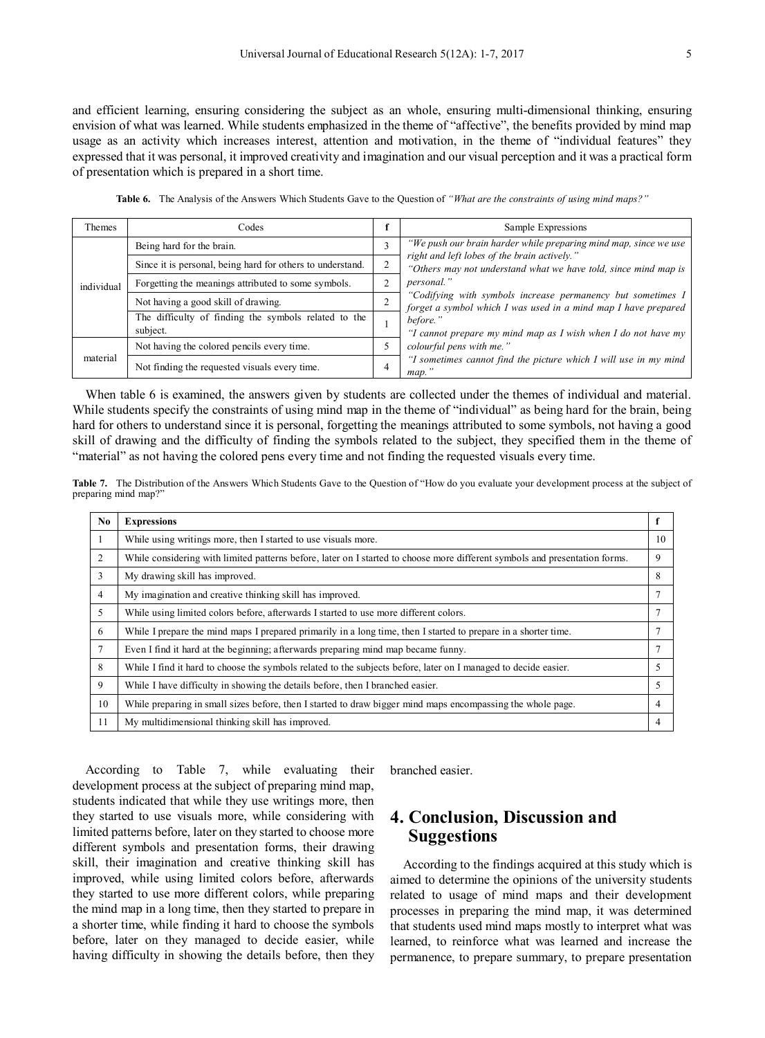and efficient learning, ensuring considering the subject as an whole, ensuring multi-dimensional thinking, ensuring envision of what was learned. While students emphasized in the theme of "affective", the benefits provided by mind map usage as an activity which increases interest, attention and motivation, in the theme of "individual features" they expressed that it was personal, it improved creativity and imagination and our visual perception and it was a practical form of presentation which is prepared in a short time.

**Table 6.** The Analysis of the Answers Which Students Gave to the Question of *"What are the constraints of using mind maps?"*

| Themes | Codes | f | Sample Expressions |
|---|---|---|---|
| individual | Being hard for the brain. | 3 | *"We push our brain harder while preparing mind map, since we use right and left lobes of the brain actively."* *"Others may not understand what we have told, since mind map is personal."* *"Codifying with symbols increase permanency but sometimes I forget a symbol which I was used in a mind map I have prepared before."* *"I cannot prepare my mind map as I wish when I do not have my colourful pens with me."* *"I sometimes cannot find the picture which I will use in my mind map."* |
| | Since it is personal, being hard for others to understand. | 2 | |
| | Forgetting the meanings attributed to some symbols. | 2 | |
| | Not having a good skill of drawing. | 2 | |
| | The difficulty of finding the symbols related to the subject. | 1 | |
| material | Not having the colored pencils every time. | 5 | |
| | Not finding the requested visuals every time. | 4 | |

When table 6 is examined, the answers given by students are collected under the themes of individual and material. While students specify the constraints of using mind map in the theme of "individual" as being hard for the brain, being hard for others to understand since it is personal, forgetting the meanings attributed to some symbols, not having a good skill of drawing and the difficulty of finding the symbols related to the subject, they specified them in the theme of "material" as not having the colored pens every time and not finding the requested visuals every time.

**Table 7.** The Distribution of the Answers Which Students Gave to the Question of "How do you evaluate your development process at the subject of preparing mind map?"

| No | Expressions | f |
|---|---|---|
| 1 | While using writings more, then I started to use visuals more. | 10 |
| 2 | While considering with limited patterns before, later on I started to choose more different symbols and presentation forms. | 9 |
| 3 | My drawing skill has improved. | 8 |
| 4 | My imagination and creative thinking skill has improved. | 7 |
| 5 | While using limited colors before, afterwards I started to use more different colors. | 7 |
| 6 | While I prepare the mind maps I prepared primarily in a long time, then I started to prepare in a shorter time. | 7 |
| 7 | Even I find it hard at the beginning; afterwards preparing mind map became funny. | 7 |
| 8 | While I find it hard to choose the symbols related to the subjects before, later on I managed to decide easier. | 5 |
| 9 | While I have difficulty in showing the details before, then I branched easier. | 5 |
| 10 | While preparing in small sizes before, then I started to draw bigger mind maps encompassing the whole page. | 4 |
| 11 | My multidimensional thinking skill has improved. | 4 |

According to Table 7, while evaluating their development process at the subject of preparing mind map, students indicated that while they use writings more, then they started to use visuals more, while considering with limited patterns before, later on they started to choose more different symbols and presentation forms, their drawing skill, their imagination and creative thinking skill has improved, while using limited colors before, afterwards they started to use more different colors, while preparing the mind map in a long time, then they started to prepare in a shorter time, while finding it hard to choose the symbols before, later on they managed to decide easier, while having difficulty in showing the details before, then they branched easier.

## 4. Conclusion, Discussion and Suggestions

According to the findings acquired at this study which is aimed to determine the opinions of the university students related to usage of mind maps and their development processes in preparing the mind map, it was determined that students used mind maps mostly to interpret what was learned, to reinforce what was learned and increase the permanence, to prepare summary, to prepare presentation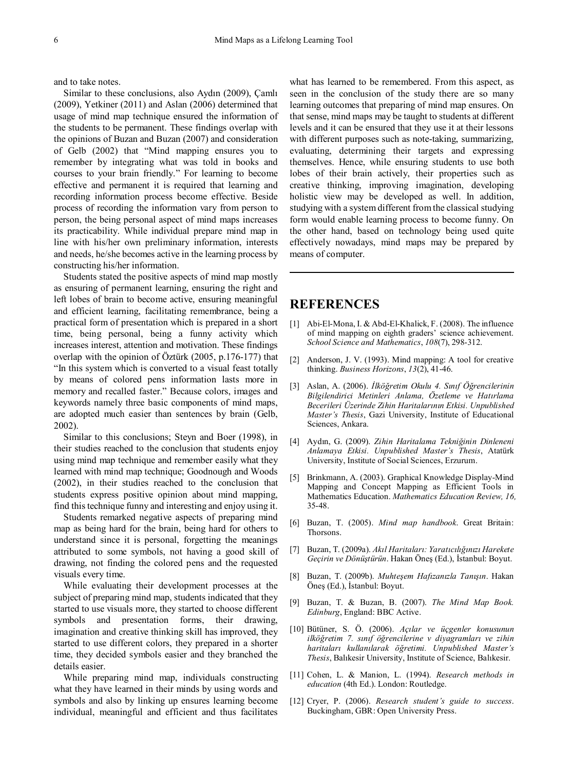and to take notes.

Similar to these conclusions, also Aydın (2009), Çamlı (2009), Yetkiner (2011) and Aslan (2006) determined that usage of mind map technique ensured the information of the students to be permanent. These findings overlap with the opinions of Buzan and Buzan (2007) and consideration of Gelb (2002) that "Mind mapping ensures you to remember by integrating what was told in books and courses to your brain friendly." For learning to become effective and permanent it is required that learning and recording information process become effective. Beside process of recording the information vary from person to person, the being personal aspect of mind maps increases its practicability. While individual prepare mind map in line with his/her own preliminary information, interests and needs, he/she becomes active in the learning process by constructing his/her information.

Students stated the positive aspects of mind map mostly as ensuring of permanent learning, ensuring the right and left lobes of brain to become active, ensuring meaningful and efficient learning, facilitating remembrance, being a practical form of presentation which is prepared in a short time, being personal, being a funny activity which increases interest, attention and motivation. These findings overlap with the opinion of Öztürk (2005, p.176-177) that "In this system which is converted to a visual feast totally by means of colored pens information lasts more in memory and recalled faster." Because colors, images and keywords namely three basic components of mind maps, are adopted much easier than sentences by brain (Gelb, 2002).

Similar to this conclusions; Steyn and Boer (1998), in their studies reached to the conclusion that students enjoy using mind map technique and remember easily what they learned with mind map technique; Goodnough and Woods (2002), in their studies reached to the conclusion that students express positive opinion about mind mapping, find this technique funny and interesting and enjoy using it.

Students remarked negative aspects of preparing mind map as being hard for the brain, being hard for others to understand since it is personal, forgetting the meanings attributed to some symbols, not having a good skill of drawing, not finding the colored pens and the requested visuals every time.

While evaluating their development processes at the subject of preparing mind map, students indicated that they started to use visuals more, they started to choose different symbols and presentation forms, their drawing, imagination and creative thinking skill has improved, they started to use different colors, they prepared in a shorter time, they decided symbols easier and they branched the details easier.

While preparing mind map, individuals constructing what they have learned in their minds by using words and symbols and also by linking up ensures learning become individual, meaningful and efficient and thus facilitates what has learned to be remembered. From this aspect, as seen in the conclusion of the study there are so many learning outcomes that preparing of mind map ensures. On that sense, mind maps may be taught to students at different levels and it can be ensured that they use it at their lessons with different purposes such as note-taking, summarizing, evaluating, determining their targets and expressing themselves. Hence, while ensuring students to use both lobes of their brain actively, their properties such as creative thinking, improving imagination, developing holistic view may be developed as well. In addition, studying with a system different from the classical studying form would enable learning process to become funny. On the other hand, based on technology being used quite effectively nowadays, mind maps may be prepared by means of computer.

## REFERENCES

[1] Abi-El-Mona, I. & Abd-El-Khalick, F. (2008). The influence of mind mapping on eighth graders' science achievement. *School Science and Mathematics*, *108*(7), 298-312.

[2] Anderson, J. V. (1993). Mind mapping: A tool for creative thinking. *Business Horizons*, *13*(2), 41-46.

[3] Aslan, A. (2006). *İlköğretim Okulu 4. Sınıf Öğrencilerinin Bilgilendirici Metinleri Anlama, Özetleme ve Hatırlama Becerileri Üzerinde Zihin Haritalarının Etkisi. Unpublished Master's Thesis*, Gazi University, Institute of Educational Sciences, Ankara.

[4] Aydın, G. (2009). *Zihin Haritalama Tekniğinin Dinleneni Anlamaya Etkisi. Unpublished Master's Thesis*, Atatürk University, Institute of Social Sciences, Erzurum.

[5] Brinkmann, A. (2003). Graphical Knowledge Display-Mind Mapping and Concept Mapping as Efficient Tools in Mathematics Education. *Mathematics Education Review, 16,* 35-48.

[6] Buzan, T. (2005). *Mind map handbook*. Great Britain: Thorsons.

[7] Buzan, T. (2009a). *Akıl Haritaları: Yaratıcılığınızı Harekete Geçirin ve Dönüştürün*. Hakan Öneş (Ed.), İstanbul: Boyut.

[8] Buzan, T. (2009b). *Muhteşem Hafızanızla Tanışın*. Hakan Öneş (Ed.), İstanbul: Boyut.

[9] Buzan, T. & Buzan, B. (2007). *The Mind Map Book. Edinburg*, England: BBC Active.

[10] Bütüner, S. Ö. (2006). *Açılar ve üçgenler konusunun ilköğretim 7. sınıf öğrencilerine v diyagramları ve zihin haritaları kullanılarak öğretimi. Unpublished Master's Thesis*, Balıkesir University, Institute of Science, Balıkesir.

[11] Cohen, L. & Manion, L. (1994). *Research methods in education* (4th Ed.). London: Routledge.

[12] Cryer, P. (2006). *Research student's guide to success*. Buckingham, GBR: Open University Press.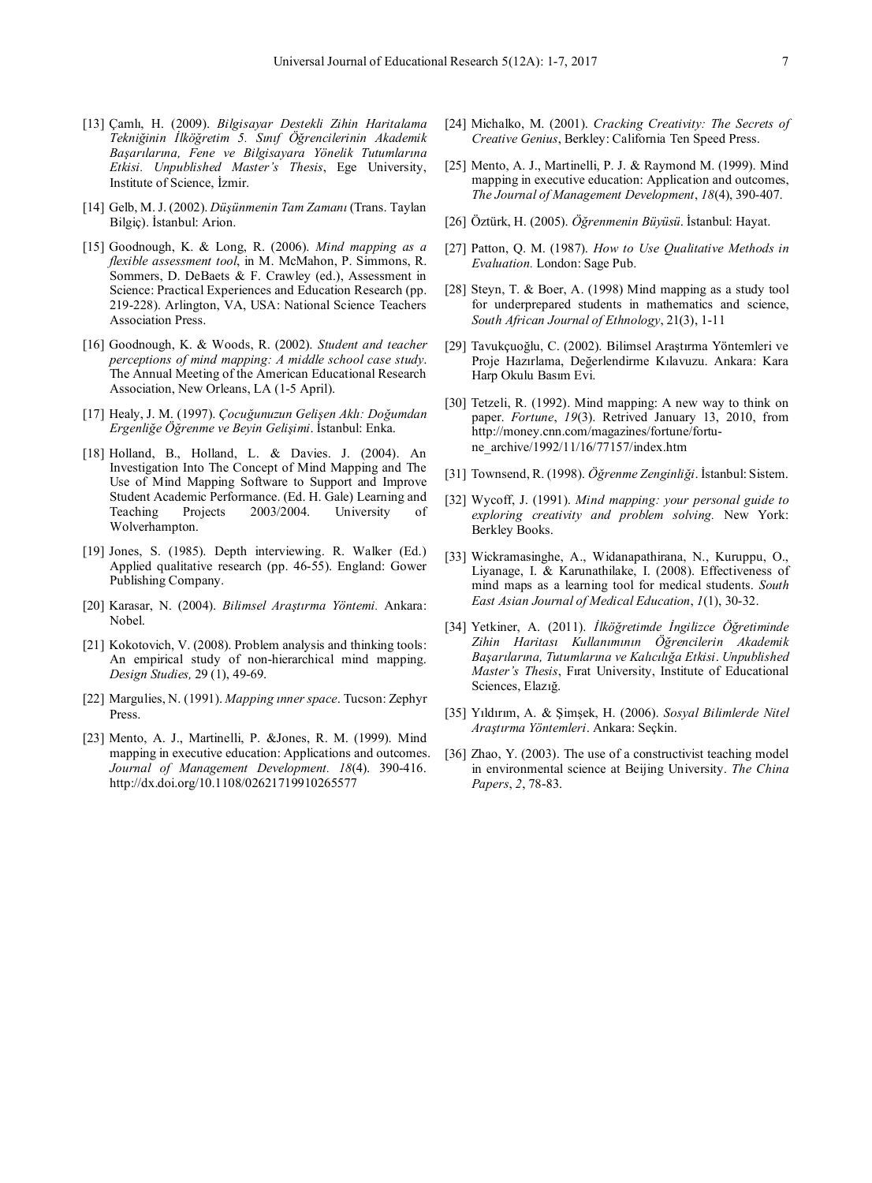[13] Çamlı, H. (2009). *Bilgisayar Destekli Zihin Haritalama Tekniğinin İlköğretim 5. Sınıf Öğrencilerinin Akademik Başarılarına, Fene ve Bilgisayara Yönelik Tutumlarına Etkisi. Unpublished Master's Thesis*, Ege University, Institute of Science, İzmir.

[14] Gelb, M. J. (2002). *Düşünmenin Tam Zamanı* (Trans. Taylan Bilgiç). İstanbul: Arion.

[15] Goodnough, K. & Long, R. (2006). *Mind mapping as a flexible assessment tool*, in M. McMahon, P. Simmons, R. Sommers, D. DeBaets & F. Crawley (ed.), Assessment in Science: Practical Experiences and Education Research (pp. 219-228). Arlington, VA, USA: National Science Teachers Association Press.

[16] Goodnough, K. & Woods, R. (2002). *Student and teacher perceptions of mind mapping: A middle school case study*. The Annual Meeting of the American Educational Research Association, New Orleans, LA (1-5 April).

[17] Healy, J. M. (1997). *Çocuğunuzun Gelişen Aklı: Doğumdan Ergenliğe Öğrenme ve Beyin Gelişimi*. İstanbul: Enka.

[18] Holland, B., Holland, L. & Davies. J. (2004). An Investigation Into The Concept of Mind Mapping and The Use of Mind Mapping Software to Support and Improve Student Academic Performance. (Ed. H. Gale) Learning and Teaching Projects 2003/2004. University of Wolverhampton.

[19] Jones, S. (1985). Depth interviewing. R. Walker (Ed.) Applied qualitative research (pp. 46-55). England: Gower Publishing Company.

[20] Karasar, N. (2004). *Bilimsel Araştırma Yöntemi*. Ankara: Nobel.

[21] Kokotovich, V. (2008). Problem analysis and thinking tools: An empirical study of non-hierarchical mind mapping. *Design Studies,* 29 (1), 49-69.

[22] Margulies, N. (1991). *Mapping ınner space*. Tucson: Zephyr Press.

[23] Mento, A. J., Martinelli, P. &Jones, R. M. (1999). Mind mapping in executive education: Applications and outcomes. *Journal of Management Development. 18*(4). 390-416. http://dx.doi.org/10.1108/02621719910265577

[24] Michalko, M. (2001). *Cracking Creativity: The Secrets of Creative Genius*, Berkley: California Ten Speed Press.

[25] Mento, A. J., Martinelli, P. J. & Raymond M. (1999). Mind mapping in executive education: Application and outcomes, *The Journal of Management Development*, *18*(4), 390-407.

[26] Öztürk, H. (2005). *Öğrenmenin Büyüsü*. İstanbul: Hayat.

[27] Patton, Q. M. (1987). *How to Use Qualitative Methods in Evaluation.* London: Sage Pub.

[28] Steyn, T. & Boer, A. (1998) Mind mapping as a study tool for underprepared students in mathematics and science, *South African Journal of Ethnology*, 21(3), 1-11

[29] Tavukçuoğlu, C. (2002). Bilimsel Araştırma Yöntemleri ve Proje Hazırlama, Değerlendirme Kılavuzu. Ankara: Kara Harp Okulu Basım Evi.

[30] Tetzeli, R. (1992). Mind mapping: A new way to think on paper. *Fortune*, *19*(3). Retrived January 13, 2010, from http://money.cnn.com/magazines/fortune/fortune_archive/1992/11/16/77157/index.htm

[31] Townsend, R. (1998). *Öğrenme Zenginliği*. İstanbul: Sistem.

[32] Wycoff, J. (1991). *Mind mapping: your personal guide to exploring creativity and problem solving.* New York: Berkley Books.

[33] Wickramasinghe, A., Widanapathirana, N., Kuruppu, O., Liyanage, I. & Karunathilake, I. (2008). Effectiveness of mind maps as a learning tool for medical students. *South East Asian Journal of Medical Education*, *1*(1), 30-32.

[34] Yetkiner, A. (2011). *İlköğretimde İngilizce Öğretiminde Zihin Haritası Kullanımının Öğrencilerin Akademik Başarılarına, Tutumlarına ve Kalıcılığa Etkisi*. *Unpublished Master's Thesis*, Fırat University, Institute of Educational Sciences, Elazığ.

[35] Yıldırım, A. & Şimşek, H. (2006). *Sosyal Bilimlerde Nitel Araştırma Yöntemleri*. Ankara: Seçkin.

[36] Zhao, Y. (2003). The use of a constructivist teaching model in environmental science at Beijing University. *The China Papers*, *2*, 78-83.